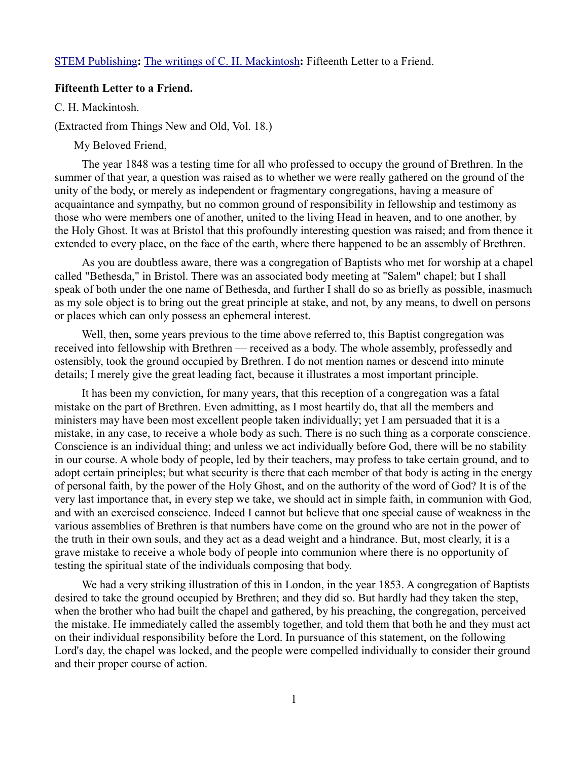STEM Publishing**:** The writings of C. H. Mackintosh**:** Fifteenth Letter to a Friend.

**Fifteenth Letter to a Friend.**

C. H. Mackintosh.

(Extracted from Things New and Old, Vol. 18.)

My Beloved Friend,

The year 1848 was a testing time for all who professed to occupy the ground of Brethren. In the summer of that year, a question was raised as to whether we were really gathered on the ground of the unity of the body, or merely as independent or fragmentary congregations, having a measure of acquaintance and sympathy, but no common ground of responsibility in fellowship and testimony as those who were members one of another, united to the living Head in heaven, and to one another, by the Holy Ghost. It was at Bristol that this profoundly interesting question was raised; and from thence it extended to every place, on the face of the earth, where there happened to be an assembly of Brethren.

As you are doubtless aware, there was a congregation of Baptists who met for worship at a chapel called "Bethesda," in Bristol. There was an associated body meeting at "Salem" chapel; but I shall speak of both under the one name of Bethesda, and further I shall do so as briefly as possible, inasmuch as my sole object is to bring out the great principle at stake, and not, by any means, to dwell on persons or places which can only possess an ephemeral interest.

Well, then, some years previous to the time above referred to, this Baptist congregation was received into fellowship with Brethren — received as a body. The whole assembly, professedly and ostensibly, took the ground occupied by Brethren. I do not mention names or descend into minute details; I merely give the great leading fact, because it illustrates a most important principle.

It has been my conviction, for many years, that this reception of a congregation was a fatal mistake on the part of Brethren. Even admitting, as I most heartily do, that all the members and ministers may have been most excellent people taken individually; yet I am persuaded that it is a mistake, in any case, to receive a whole body as such. There is no such thing as a corporate conscience. Conscience is an individual thing; and unless we act individually before God, there will be no stability in our course. A whole body of people, led by their teachers, may profess to take certain ground, and to adopt certain principles; but what security is there that each member of that body is acting in the energy of personal faith, by the power of the Holy Ghost, and on the authority of the word of God? It is of the very last importance that, in every step we take, we should act in simple faith, in communion with God, and with an exercised conscience. Indeed I cannot but believe that one special cause of weakness in the various assemblies of Brethren is that numbers have come on the ground who are not in the power of the truth in their own souls, and they act as a dead weight and a hindrance. But, most clearly, it is a grave mistake to receive a whole body of people into communion where there is no opportunity of testing the spiritual state of the individuals composing that body.

We had a very striking illustration of this in London, in the year 1853. A congregation of Baptists desired to take the ground occupied by Brethren; and they did so. But hardly had they taken the step, when the brother who had built the chapel and gathered, by his preaching, the congregation, perceived the mistake. He immediately called the assembly together, and told them that both he and they must act on their individual responsibility before the Lord. In pursuance of this statement, on the following Lord's day, the chapel was locked, and the people were compelled individually to consider their ground and their proper course of action.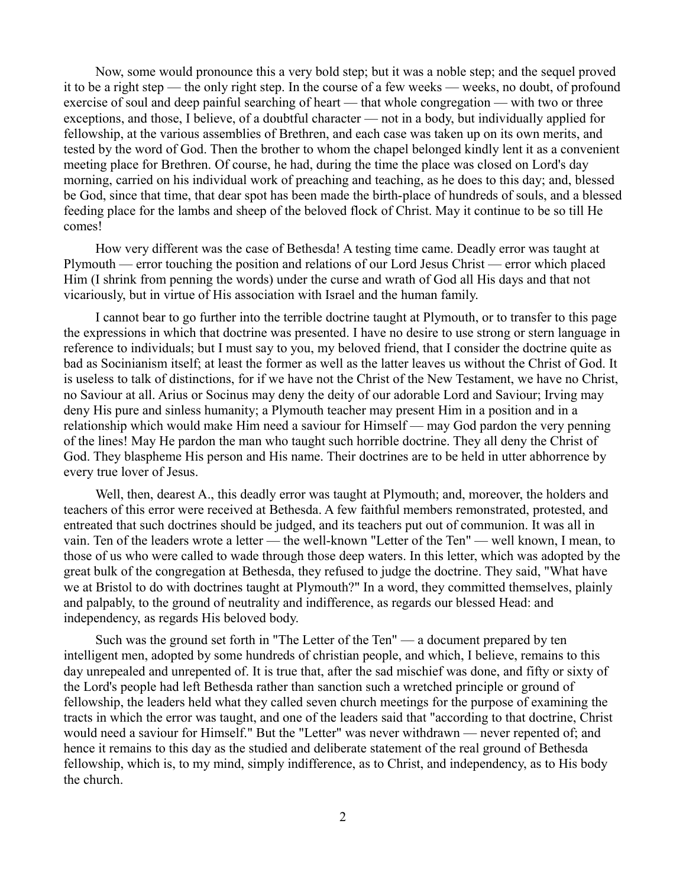Now, some would pronounce this a very bold step; but it was a noble step; and the sequel proved it to be a right step — the only right step. In the course of a few weeks — weeks, no doubt, of profound exercise of soul and deep painful searching of heart — that whole congregation — with two or three exceptions, and those, I believe, of a doubtful character — not in a body, but individually applied for fellowship, at the various assemblies of Brethren, and each case was taken up on its own merits, and tested by the word of God. Then the brother to whom the chapel belonged kindly lent it as a convenient meeting place for Brethren. Of course, he had, during the time the place was closed on Lord's day morning, carried on his individual work of preaching and teaching, as he does to this day; and, blessed be God, since that time, that dear spot has been made the birth-place of hundreds of souls, and a blessed feeding place for the lambs and sheep of the beloved flock of Christ. May it continue to be so till He comes!

How very different was the case of Bethesda! A testing time came. Deadly error was taught at Plymouth — error touching the position and relations of our Lord Jesus Christ — error which placed Him (I shrink from penning the words) under the curse and wrath of God all His days and that not vicariously, but in virtue of His association with Israel and the human family.

I cannot bear to go further into the terrible doctrine taught at Plymouth, or to transfer to this page the expressions in which that doctrine was presented. I have no desire to use strong or stern language in reference to individuals; but I must say to you, my beloved friend, that I consider the doctrine quite as bad as Socinianism itself; at least the former as well as the latter leaves us without the Christ of God. It is useless to talk of distinctions, for if we have not the Christ of the New Testament, we have no Christ, no Saviour at all. Arius or Socinus may deny the deity of our adorable Lord and Saviour; Irving may deny His pure and sinless humanity; a Plymouth teacher may present Him in a position and in a relationship which would make Him need a saviour for Himself — may God pardon the very penning of the lines! May He pardon the man who taught such horrible doctrine. They all deny the Christ of God. They blaspheme His person and His name. Their doctrines are to be held in utter abhorrence by every true lover of Jesus.

Well, then, dearest A., this deadly error was taught at Plymouth; and, moreover, the holders and teachers of this error were received at Bethesda. A few faithful members remonstrated, protested, and entreated that such doctrines should be judged, and its teachers put out of communion. It was all in vain. Ten of the leaders wrote a letter — the well-known "Letter of the Ten" — well known, I mean, to those of us who were called to wade through those deep waters. In this letter, which was adopted by the great bulk of the congregation at Bethesda, they refused to judge the doctrine. They said, "What have we at Bristol to do with doctrines taught at Plymouth?" In a word, they committed themselves, plainly and palpably, to the ground of neutrality and indifference, as regards our blessed Head: and independency, as regards His beloved body.

Such was the ground set forth in "The Letter of the Ten" — a document prepared by ten intelligent men, adopted by some hundreds of christian people, and which, I believe, remains to this day unrepealed and unrepented of. It is true that, after the sad mischief was done, and fifty or sixty of the Lord's people had left Bethesda rather than sanction such a wretched principle or ground of fellowship, the leaders held what they called seven church meetings for the purpose of examining the tracts in which the error was taught, and one of the leaders said that "according to that doctrine, Christ would need a saviour for Himself." But the "Letter" was never withdrawn — never repented of; and hence it remains to this day as the studied and deliberate statement of the real ground of Bethesda fellowship, which is, to my mind, simply indifference, as to Christ, and independency, as to His body the church.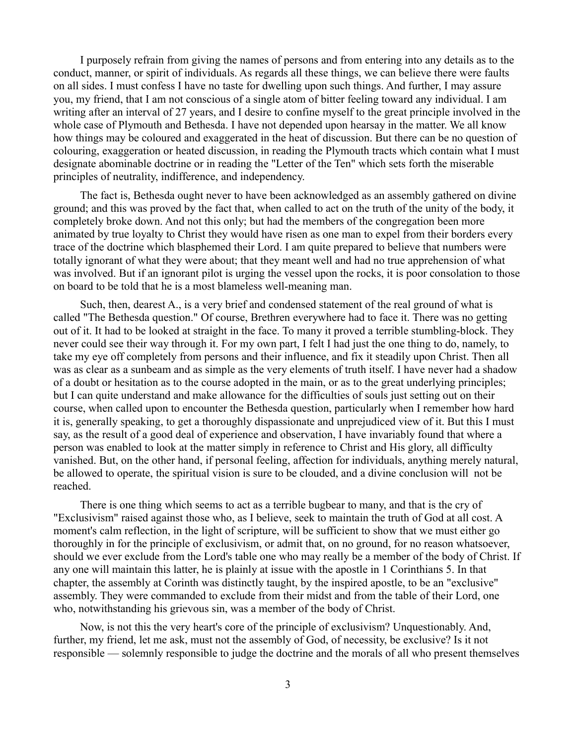I purposely refrain from giving the names of persons and from entering into any details as to the conduct, manner, or spirit of individuals. As regards all these things, we can believe there were faults on all sides. I must confess I have no taste for dwelling upon such things. And further, I may assure you, my friend, that I am not conscious of a single atom of bitter feeling toward any individual. I am writing after an interval of 27 years, and I desire to confine myself to the great principle involved in the whole case of Plymouth and Bethesda. I have not depended upon hearsay in the matter. We all know how things may be coloured and exaggerated in the heat of discussion. But there can be no question of colouring, exaggeration or heated discussion, in reading the Plymouth tracts which contain what I must designate abominable doctrine or in reading the "Letter of the Ten" which sets forth the miserable principles of neutrality, indifference, and independency.

The fact is, Bethesda ought never to have been acknowledged as an assembly gathered on divine ground; and this was proved by the fact that, when called to act on the truth of the unity of the body, it completely broke down. And not this only; but had the members of the congregation been more animated by true loyalty to Christ they would have risen as one man to expel from their borders every trace of the doctrine which blasphemed their Lord. I am quite prepared to believe that numbers were totally ignorant of what they were about; that they meant well and had no true apprehension of what was involved. But if an ignorant pilot is urging the vessel upon the rocks, it is poor consolation to those on board to be told that he is a most blameless well-meaning man.

Such, then, dearest A., is a very brief and condensed statement of the real ground of what is called "The Bethesda question." Of course, Brethren everywhere had to face it. There was no getting out of it. It had to be looked at straight in the face. To many it proved a terrible stumbling-block. They never could see their way through it. For my own part, I felt I had just the one thing to do, namely, to take my eye off completely from persons and their influence, and fix it steadily upon Christ. Then all was as clear as a sunbeam and as simple as the very elements of truth itself. I have never had a shadow of a doubt or hesitation as to the course adopted in the main, or as to the great underlying principles; but I can quite understand and make allowance for the difficulties of souls just setting out on their course, when called upon to encounter the Bethesda question, particularly when I remember how hard it is, generally speaking, to get a thoroughly dispassionate and unprejudiced view of it. But this I must say, as the result of a good deal of experience and observation, I have invariably found that where a person was enabled to look at the matter simply in reference to Christ and His glory, all difficulty vanished. But, on the other hand, if personal feeling, affection for individuals, anything merely natural, be allowed to operate, the spiritual vision is sure to be clouded, and a divine conclusion will not be reached.

There is one thing which seems to act as a terrible bugbear to many, and that is the cry of "Exclusivism" raised against those who, as I believe, seek to maintain the truth of God at all cost. A moment's calm reflection, in the light of scripture, will be sufficient to show that we must either go thoroughly in for the principle of exclusivism, or admit that, on no ground, for no reason whatsoever, should we ever exclude from the Lord's table one who may really be a member of the body of Christ. If any one will maintain this latter, he is plainly at issue with the apostle in 1 Corinthians 5. In that chapter, the assembly at Corinth was distinctly taught, by the inspired apostle, to be an "exclusive" assembly. They were commanded to exclude from their midst and from the table of their Lord, one who, notwithstanding his grievous sin, was a member of the body of Christ.

Now, is not this the very heart's core of the principle of exclusivism? Unquestionably. And, further, my friend, let me ask, must not the assembly of God, of necessity, be exclusive? Is it not responsible — solemnly responsible to judge the doctrine and the morals of all who present themselves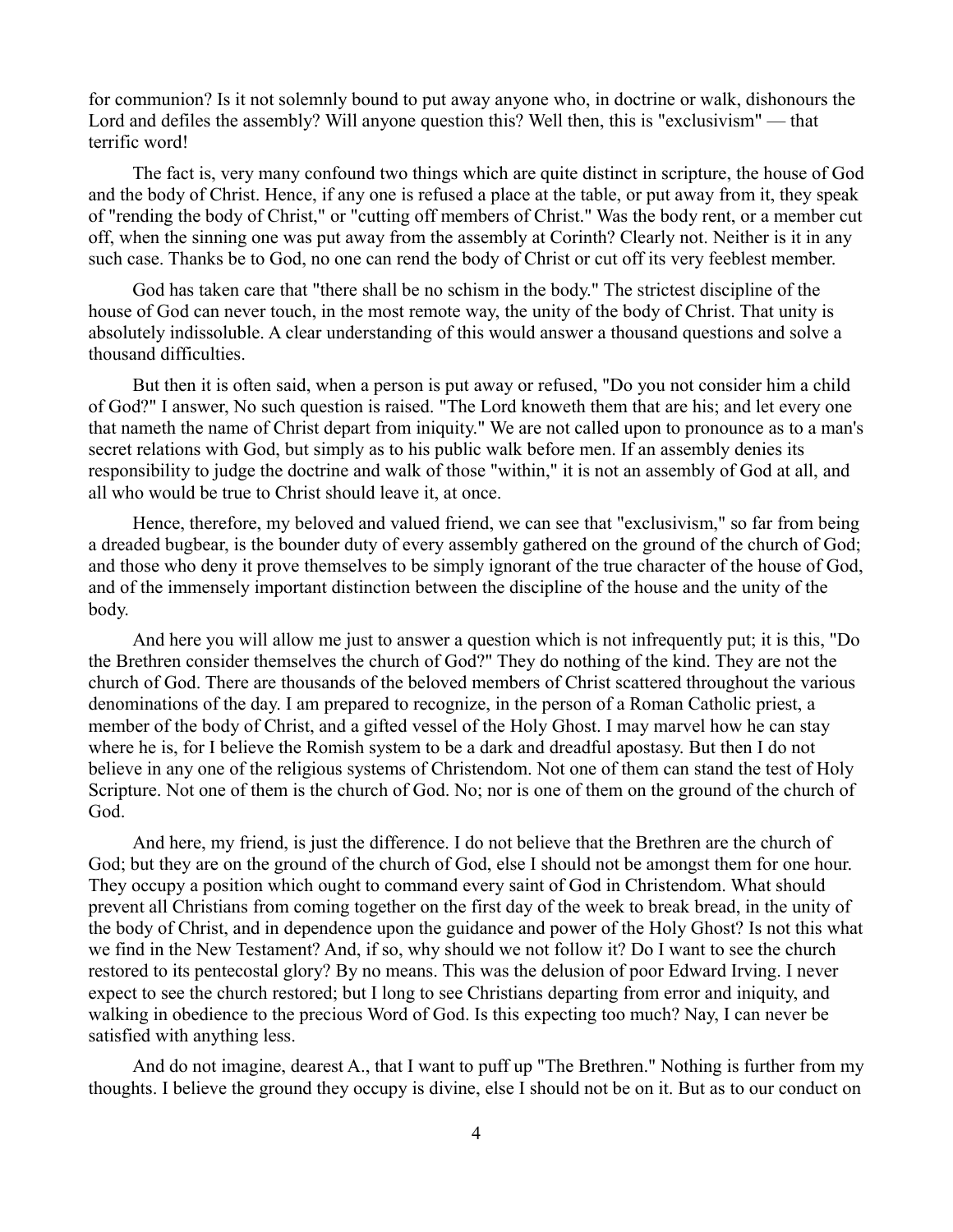for communion? Is it not solemnly bound to put away anyone who, in doctrine or walk, dishonours the Lord and defiles the assembly? Will anyone question this? Well then, this is "exclusivism" — that terrific word!

The fact is, very many confound two things which are quite distinct in scripture, the house of God and the body of Christ. Hence, if any one is refused a place at the table, or put away from it, they speak of "rending the body of Christ," or "cutting off members of Christ." Was the body rent, or a member cut off, when the sinning one was put away from the assembly at Corinth? Clearly not. Neither is it in any such case. Thanks be to God, no one can rend the body of Christ or cut off its very feeblest member.

God has taken care that "there shall be no schism in the body." The strictest discipline of the house of God can never touch, in the most remote way, the unity of the body of Christ. That unity is absolutely indissoluble. A clear understanding of this would answer a thousand questions and solve a thousand difficulties.

But then it is often said, when a person is put away or refused, "Do you not consider him a child of God?" I answer, No such question is raised. "The Lord knoweth them that are his; and let every one that nameth the name of Christ depart from iniquity." We are not called upon to pronounce as to a man's secret relations with God, but simply as to his public walk before men. If an assembly denies its responsibility to judge the doctrine and walk of those "within," it is not an assembly of God at all, and all who would be true to Christ should leave it, at once.

Hence, therefore, my beloved and valued friend, we can see that "exclusivism," so far from being a dreaded bugbear, is the bounder duty of every assembly gathered on the ground of the church of God; and those who deny it prove themselves to be simply ignorant of the true character of the house of God, and of the immensely important distinction between the discipline of the house and the unity of the body.

And here you will allow me just to answer a question which is not infrequently put; it is this, "Do the Brethren consider themselves the church of God?" They do nothing of the kind. They are not the church of God. There are thousands of the beloved members of Christ scattered throughout the various denominations of the day. I am prepared to recognize, in the person of a Roman Catholic priest, a member of the body of Christ, and a gifted vessel of the Holy Ghost. I may marvel how he can stay where he is, for I believe the Romish system to be a dark and dreadful apostasy. But then I do not believe in any one of the religious systems of Christendom. Not one of them can stand the test of Holy Scripture. Not one of them is the church of God. No; nor is one of them on the ground of the church of God.

And here, my friend, is just the difference. I do not believe that the Brethren are the church of God; but they are on the ground of the church of God, else I should not be amongst them for one hour. They occupy a position which ought to command every saint of God in Christendom. What should prevent all Christians from coming together on the first day of the week to break bread, in the unity of the body of Christ, and in dependence upon the guidance and power of the Holy Ghost? Is not this what we find in the New Testament? And, if so, why should we not follow it? Do I want to see the church restored to its pentecostal glory? By no means. This was the delusion of poor Edward Irving. I never expect to see the church restored; but I long to see Christians departing from error and iniquity, and walking in obedience to the precious Word of God. Is this expecting too much? Nay, I can never be satisfied with anything less.

And do not imagine, dearest A., that I want to puff up "The Brethren." Nothing is further from my thoughts. I believe the ground they occupy is divine, else I should not be on it. But as to our conduct on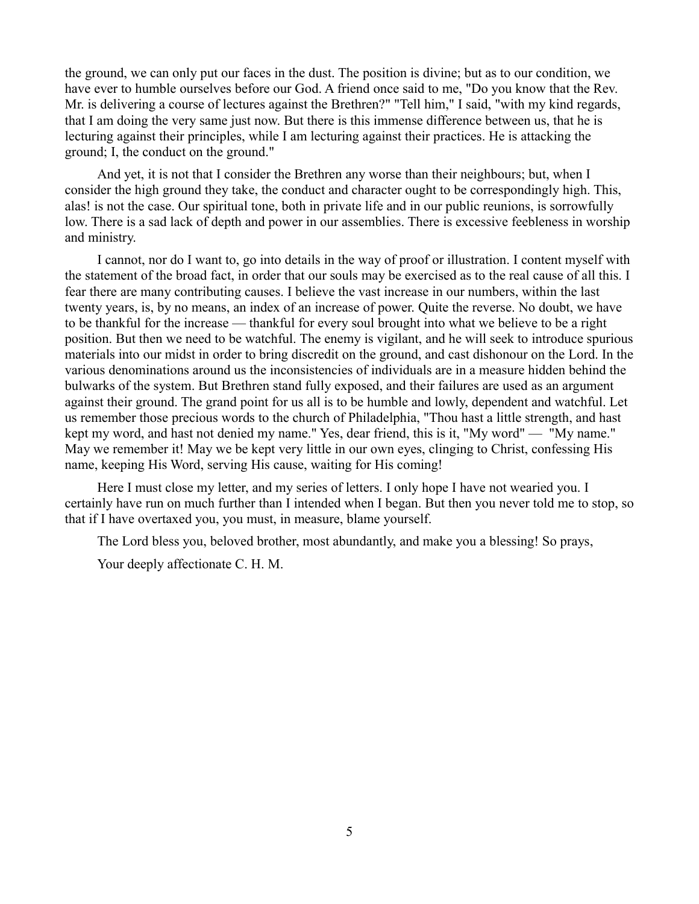the ground, we can only put our faces in the dust. The position is divine; but as to our condition, we have ever to humble ourselves before our God. A friend once said to me, "Do you know that the Rev. Mr. is delivering a course of lectures against the Brethren?" "Tell him," I said, "with my kind regards, that I am doing the very same just now. But there is this immense difference between us, that he is lecturing against their principles, while I am lecturing against their practices. He is attacking the ground; I, the conduct on the ground."

And yet, it is not that I consider the Brethren any worse than their neighbours; but, when I consider the high ground they take, the conduct and character ought to be correspondingly high. This, alas! is not the case. Our spiritual tone, both in private life and in our public reunions, is sorrowfully low. There is a sad lack of depth and power in our assemblies. There is excessive feebleness in worship and ministry.

I cannot, nor do I want to, go into details in the way of proof or illustration. I content myself with the statement of the broad fact, in order that our souls may be exercised as to the real cause of all this. I fear there are many contributing causes. I believe the vast increase in our numbers, within the last twenty years, is, by no means, an index of an increase of power. Quite the reverse. No doubt, we have to be thankful for the increase — thankful for every soul brought into what we believe to be a right position. But then we need to be watchful. The enemy is vigilant, and he will seek to introduce spurious materials into our midst in order to bring discredit on the ground, and cast dishonour on the Lord. In the various denominations around us the inconsistencies of individuals are in a measure hidden behind the bulwarks of the system. But Brethren stand fully exposed, and their failures are used as an argument against their ground. The grand point for us all is to be humble and lowly, dependent and watchful. Let us remember those precious words to the church of Philadelphia, "Thou hast a little strength, and hast kept my word, and hast not denied my name." Yes, dear friend, this is it, "My word" — "My name." May we remember it! May we be kept very little in our own eyes, clinging to Christ, confessing His name, keeping His Word, serving His cause, waiting for His coming!

Here I must close my letter, and my series of letters. I only hope I have not wearied you. I certainly have run on much further than I intended when I began. But then you never told me to stop, so that if I have overtaxed you, you must, in measure, blame yourself.

The Lord bless you, beloved brother, most abundantly, and make you a blessing! So prays,

Your deeply affectionate C. H. M.